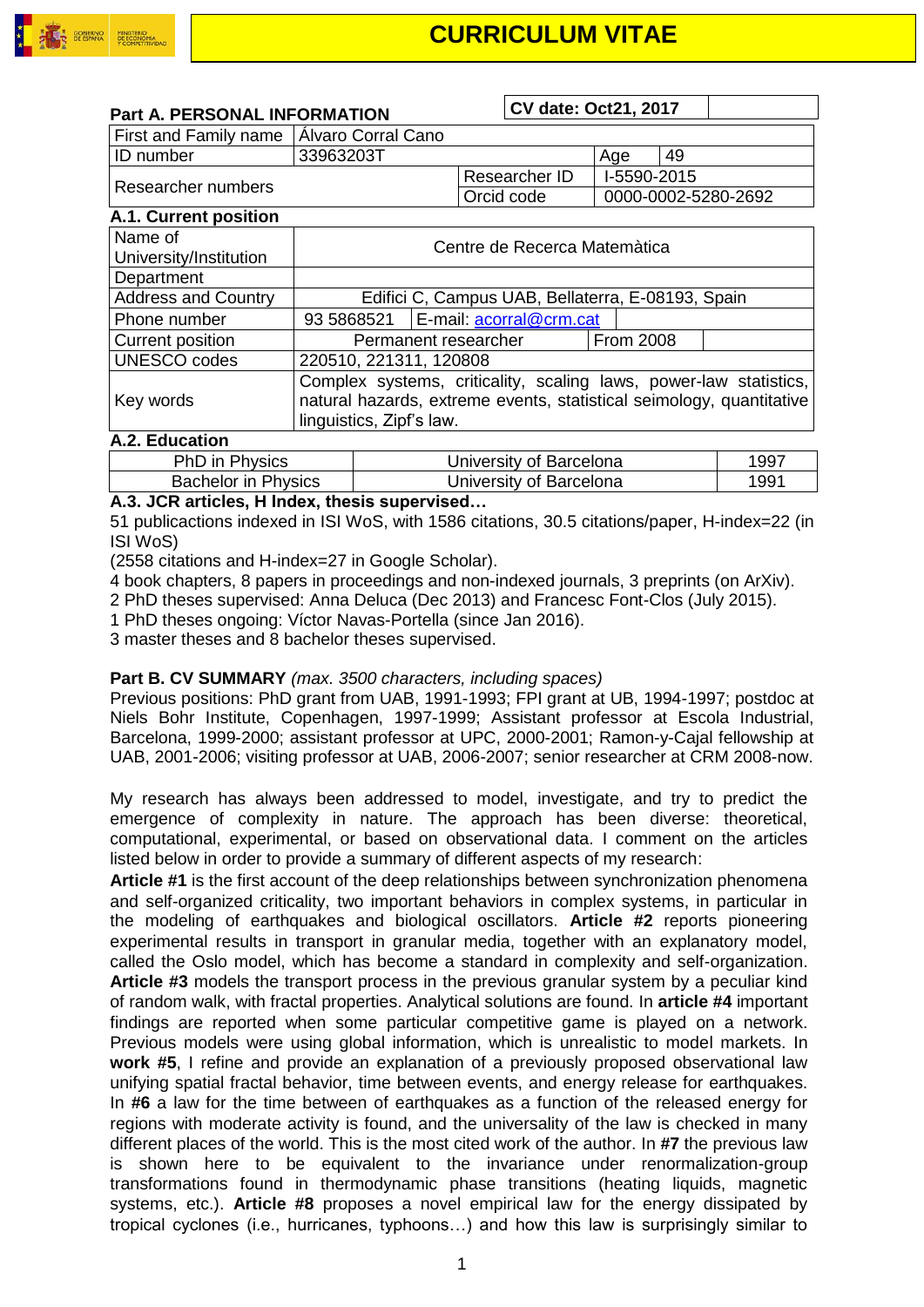# CURRICULUM VITAE

**Part A. PERSONAL INFORMATION** | **CV date: Oct21, 2017**

| First and Family name | Álvaro Corral Cano | | |
|---|---|---|---|
| ID number | 33963203T | Age | 49 |
| Researcher numbers | Researcher ID | I-5590-2015 | |
| | Orcid code | 0000-0002-5280-2692 | |

**A.1. Current position**

| Name of University/Institution | Centre de Recerca Matemàtica | |
|---|---|---|
| Department | | |
| Address and Country | Edifici C, Campus UAB, Bellaterra, E-08193, Spain | |
| Phone number | 93 5868521 | E-mail: acorral@crm.cat |
| Current position | Permanent researcher | From 2008 |
| UNESCO codes | 220510, 221311, 120808 | |
| Key words | Complex systems, criticality, scaling laws, power-law statistics, natural hazards, extreme events, statistical seimology, quantitative linguistics, Zipf's law. | |

**A.2. Education**

| PhD in Physics | University of Barcelona | 1997 |
|---|---|---|
| Bachelor in Physics | University of Barcelona | 1991 |

**A.3. JCR articles, H Index, thesis supervised…**

51 publicactions indexed in ISI WoS, with 1586 citations, 30.5 citations/paper, H-index=22 (in ISI WoS)
(2558 citations and H-index=27 in Google Scholar).
4 book chapters, 8 papers in proceedings and non-indexed journals, 3 preprints (on ArXiv).
2 PhD theses supervised: Anna Deluca (Dec 2013) and Francesc Font-Clos (July 2015).
1 PhD theses ongoing: Víctor Navas-Portella (since Jan 2016).
3 master theses and 8 bachelor theses supervised.

**Part B. CV SUMMARY** *(max. 3500 characters, including spaces)*

Previous positions: PhD grant from UAB, 1991-1993; FPI grant at UB, 1994-1997; postdoc at Niels Bohr Institute, Copenhagen, 1997-1999; Assistant professor at Escola Industrial, Barcelona, 1999-2000; assistant professor at UPC, 2000-2001; Ramon-y-Cajal fellowship at UAB, 2001-2006; visiting professor at UAB, 2006-2007; senior researcher at CRM 2008-now.

My research has always been addressed to model, investigate, and try to predict the emergence of complexity in nature. The approach has been diverse: theoretical, computational, experimental, or based on observational data. I comment on the articles listed below in order to provide a summary of different aspects of my research:
**Article #1** is the first account of the deep relationships between synchronization phenomena and self-organized criticality, two important behaviors in complex systems, in particular in the modeling of earthquakes and biological oscillators. **Article #2** reports pioneering experimental results in transport in granular media, together with an explanatory model, called the Oslo model, which has become a standard in complexity and self-organization. **Article #3** models the transport process in the previous granular system by a peculiar kind of random walk, with fractal properties. Analytical solutions are found. In **article #4** important findings are reported when some particular competitive game is played on a network. Previous models were using global information, which is unrealistic to model markets. In **work #5**, I refine and provide an explanation of a previously proposed observational law unifying spatial fractal behavior, time between events, and energy release for earthquakes. In **#6** a law for the time between of earthquakes as a function of the released energy for regions with moderate activity is found, and the universality of the law is checked in many different places of the world. This is the most cited work of the author. In **#7** the previous law is shown here to be equivalent to the invariance under renormalization-group transformations found in thermodynamic phase transitions (heating liquids, magnetic systems, etc.). **Article #8** proposes a novel empirical law for the energy dissipated by tropical cyclones (i.e., hurricanes, typhoons…) and how this law is surprisingly similar to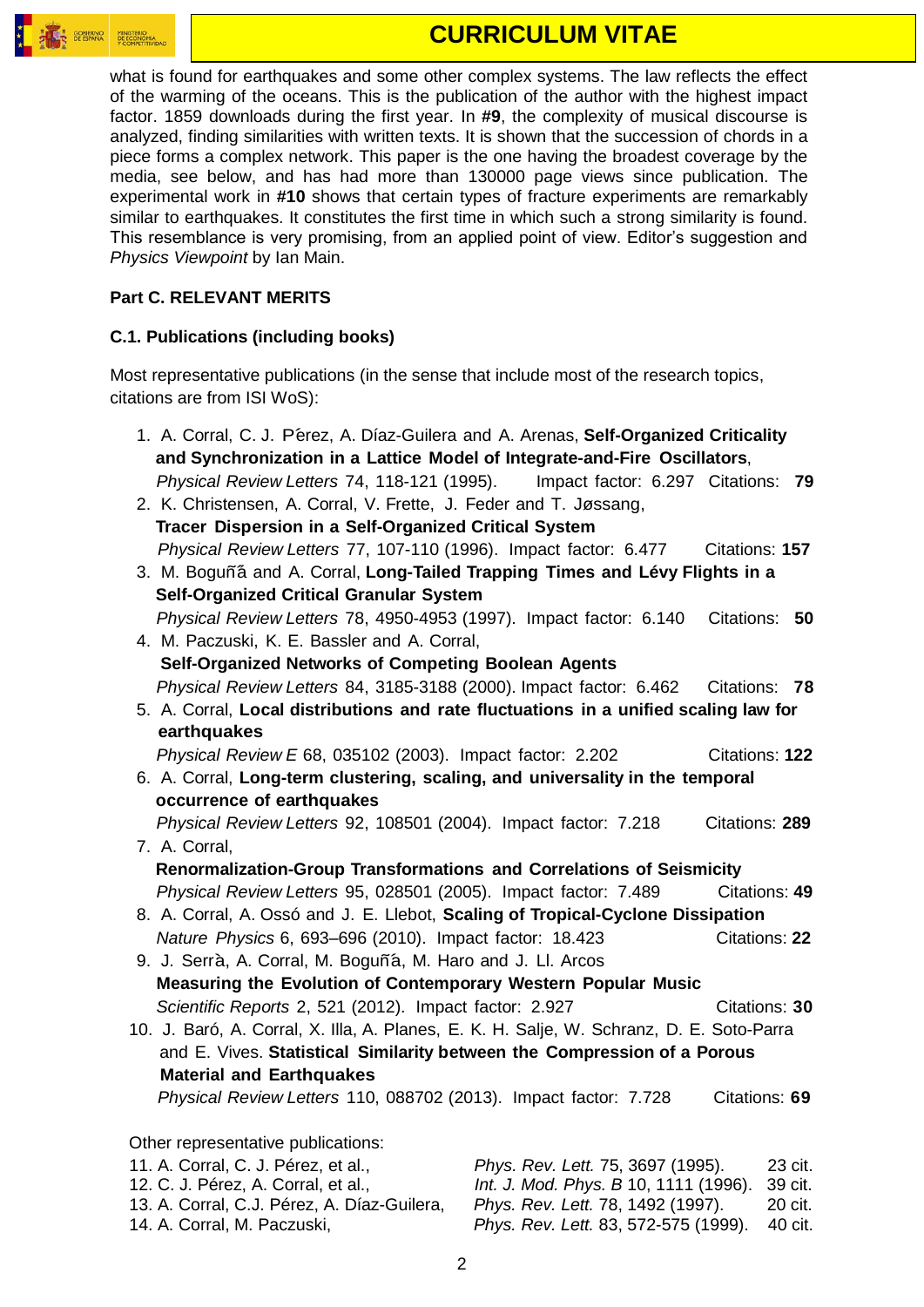what is found for earthquakes and some other complex systems. The law reflects the effect of the warming of the oceans. This is the publication of the author with the highest impact factor. 1859 downloads during the first year. In **#9**, the complexity of musical discourse is analyzed, finding similarities with written texts. It is shown that the succession of chords in a piece forms a complex network. This paper is the one having the broadest coverage by the media, see below, and has had more than 130000 page views since publication. The experimental work in **#10** shows that certain types of fracture experiments are remarkably similar to earthquakes. It constitutes the first time in which such a strong similarity is found. This resemblance is very promising, from an applied point of view. Editor's suggestion and *Physics Viewpoint* by Ian Main.

**Part C. RELEVANT MERITS**

**C.1. Publications (including books)**

Most representative publications (in the sense that include most of the research topics, citations are from ISI WoS):

1. A. Corral, C. J. Pérez, A. Díaz-Guilera and A. Arenas, **Self-Organized Criticality and Synchronization in a Lattice Model of Integrate-and-Fire Oscillators**, *Physical Review Letters* 74, 118-121 (1995). Impact factor: 6.297 Citations: **79**
2. K. Christensen, A. Corral, V. Frette, J. Feder and T. Jøssang, **Tracer Dispersion in a Self-Organized Critical System** *Physical Review Letters* 77, 107-110 (1996). Impact factor: 6.477 Citations: **157**
3. M. Boguñá and A. Corral, **Long-Tailed Trapping Times and Lévy Flights in a Self-Organized Critical Granular System** *Physical Review Letters* 78, 4950-4953 (1997). Impact factor: 6.140 Citations: **50**
4. M. Paczuski, K. E. Bassler and A. Corral, **Self-Organized Networks of Competing Boolean Agents** *Physical Review Letters* 84, 3185-3188 (2000). Impact factor: 6.462 Citations: **78**
5. A. Corral, **Local distributions and rate fluctuations in a unified scaling law for earthquakes** *Physical Review E* 68, 035102 (2003). Impact factor: 2.202 Citations: **122**
6. A. Corral, **Long-term clustering, scaling, and universality in the temporal occurrence of earthquakes** *Physical Review Letters* 92, 108501 (2004). Impact factor: 7.218 Citations: **289**
7. A. Corral, **Renormalization-Group Transformations and Correlations of Seismicity** *Physical Review Letters* 95, 028501 (2005). Impact factor: 7.489 Citations: **49**
8. A. Corral, A. Ossó and J. E. Llebot, **Scaling of Tropical-Cyclone Dissipation** *Nature Physics* 6, 693–696 (2010). Impact factor: 18.423 Citations: **22**
9. J. Serrà, A. Corral, M. Boguñá, M. Haro and J. Ll. Arcos **Measuring the Evolution of Contemporary Western Popular Music** *Scientific Reports* 2, 521 (2012). Impact factor: 2.927 Citations: **30**
10. J. Baró, A. Corral, X. Illa, A. Planes, E. K. H. Salje, W. Schranz, D. E. Soto-Parra and E. Vives. **Statistical Similarity between the Compression of a Porous Material and Earthquakes** *Physical Review Letters* 110, 088702 (2013). Impact factor: 7.728 Citations: **69**

Other representative publications:

11. A. Corral, C. J. Pérez, et al., *Phys. Rev. Lett.* 75, 3697 (1995). 23 cit.
12. C. J. Pérez, A. Corral, et al., *Int. J. Mod. Phys. B* 10, 1111 (1996). 39 cit.
13. A. Corral, C.J. Pérez, A. Díaz-Guilera, *Phys. Rev. Lett.* 78, 1492 (1997). 20 cit.
14. A. Corral, M. Paczuski, *Phys. Rev. Lett.* 83, 572-575 (1999). 40 cit.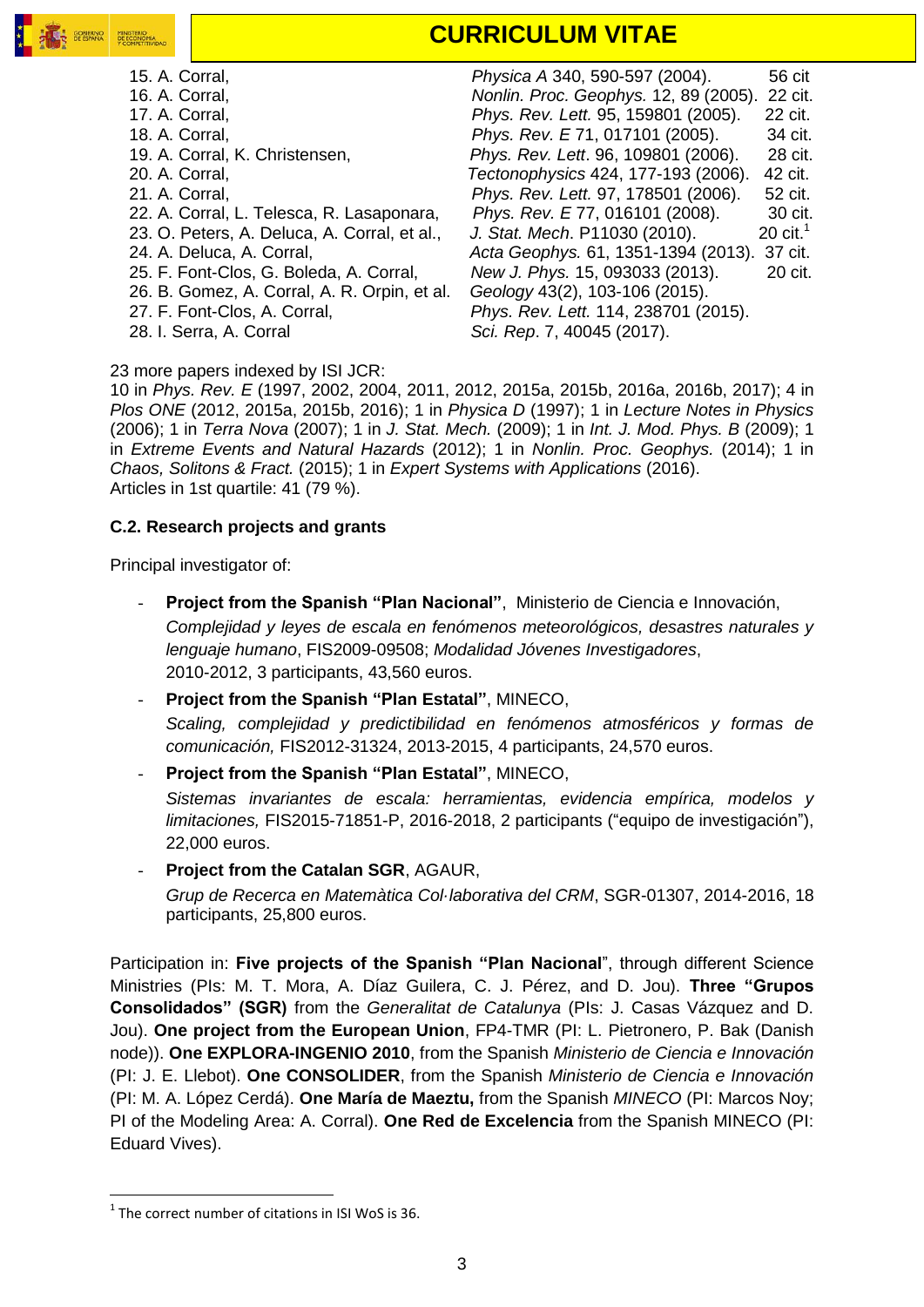15. A. Corral, *Physica A* 340, 590-597 (2004). 56 cit
16. A. Corral, *Nonlin. Proc. Geophys.* 12, 89 (2005). 22 cit.
17. A. Corral, *Phys. Rev. Lett.* 95, 159801 (2005). 22 cit.
18. A. Corral, *Phys. Rev. E* 71, 017101 (2005). 34 cit.
19. A. Corral, K. Christensen, *Phys. Rev. Lett*. 96, 109801 (2006). 28 cit.
20. A. Corral, *Tectonophysics* 424, 177-193 (2006). 42 cit.
21. A. Corral, *Phys. Rev. Lett.* 97, 178501 (2006). 52 cit.
22. A. Corral, L. Telesca, R. Lasaponara, *Phys. Rev. E* 77, 016101 (2008). 30 cit.
23. O. Peters, A. Deluca, A. Corral, et al., *J. Stat. Mech*. P11030 (2010). 20 cit.[1]
24. A. Deluca, A. Corral, *Acta Geophys.* 61, 1351-1394 (2013). 37 cit.
25. F. Font-Clos, G. Boleda, A. Corral, *New J. Phys.* 15, 093033 (2013). 20 cit.
26. B. Gomez, A. Corral, A. R. Orpin, et al. *Geology* 43(2), 103-106 (2015).
27. F. Font-Clos, A. Corral, *Phys. Rev. Lett.* 114, 238701 (2015).
28. I. Serra, A. Corral *Sci. Rep*. 7, 40045 (2017).

23 more papers indexed by ISI JCR:
10 in *Phys. Rev. E* (1997, 2002, 2004, 2011, 2012, 2015a, 2015b, 2016a, 2016b, 2017); 4 in *Plos ONE* (2012, 2015a, 2015b, 2016); 1 in *Physica D* (1997); 1 in *Lecture Notes in Physics* (2006); 1 in *Terra Nova* (2007); 1 in *J. Stat. Mech.* (2009); 1 in *Int. J. Mod. Phys. B* (2009); 1 in *Extreme Events and Natural Hazards* (2012); 1 in *Nonlin. Proc. Geophys.* (2014); 1 in *Chaos, Solitons & Fract.* (2015); 1 in *Expert Systems with Applications* (2016).
Articles in 1st quartile: 41 (79 %).

**C.2. Research projects and grants**

Principal investigator of:

- **Project from the Spanish "Plan Nacional"**, Ministerio de Ciencia e Innovación, *Complejidad y leyes de escala en fenómenos meteorológicos, desastres naturales y lenguaje humano*, FIS2009-09508; *Modalidad Jóvenes Investigadores*, 2010-2012, 3 participants, 43,560 euros.
- **Project from the Spanish "Plan Estatal"**, MINECO, *Scaling, complejidad y predictibilidad en fenómenos atmosféricos y formas de comunicación,* FIS2012-31324, 2013-2015, 4 participants, 24,570 euros.
- **Project from the Spanish "Plan Estatal"**, MINECO, *Sistemas invariantes de escala: herramientas, evidencia empírica, modelos y limitaciones,* FIS2015-71851-P, 2016-2018, 2 participants ("equipo de investigación"), 22,000 euros.
- **Project from the Catalan SGR**, AGAUR, *Grup de Recerca en Matemàtica Col·laborativa del CRM*, SGR-01307, 2014-2016, 18 participants, 25,800 euros.

Participation in: **Five projects of the Spanish "Plan Nacional**", through different Science Ministries (PIs: M. T. Mora, A. Díaz Guilera, C. J. Pérez, and D. Jou). **Three "Grupos Consolidados" (SGR)** from the *Generalitat de Catalunya* (PIs: J. Casas Vázquez and D. Jou). **One project from the European Union**, FP4-TMR (PI: L. Pietronero, P. Bak (Danish node)). **One EXPLORA-INGENIO 2010**, from the Spanish *Ministerio de Ciencia e Innovación* (PI: J. E. Llebot). **One CONSOLIDER**, from the Spanish *Ministerio de Ciencia e Innovación* (PI: M. A. López Cerdá). **One María de Maeztu,** from the Spanish *MINECO* (PI: Marcos Noy; PI of the Modeling Area: A. Corral). **One Red de Excelencia** from the Spanish MINECO (PI: Eduard Vives).

[1] The correct number of citations in ISI WoS is 36.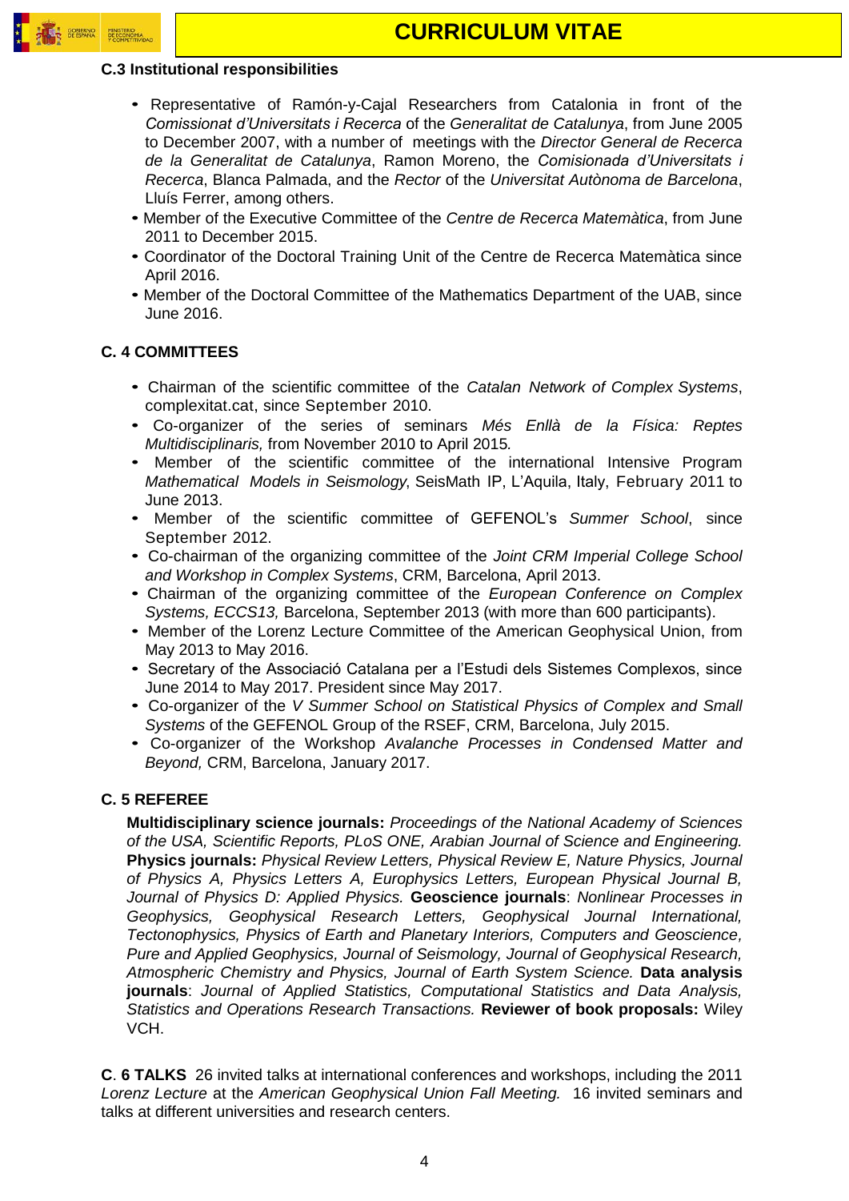### C.3 Institutional responsibilities

- Representative of Ramón-y-Cajal Researchers from Catalonia in front of the *Comissionat d'Universitats i Recerca* of the *Generalitat de Catalunya*, from June 2005 to December 2007, with a number of meetings with the *Director General de Recerca de la Generalitat de Catalunya*, Ramon Moreno, the *Comisionada d'Universitats i Recerca*, Blanca Palmada, and the *Rector* of the *Universitat Autònoma de Barcelona*, Lluís Ferrer, among others.
- Member of the Executive Committee of the *Centre de Recerca Matemàtica*, from June 2011 to December 2015.
- Coordinator of the Doctoral Training Unit of the Centre de Recerca Matemàtica since April 2016.
- Member of the Doctoral Committee of the Mathematics Department of the UAB, since June 2016.

### C. 4 COMMITTEES

- Chairman of the scientific committee of the *Catalan Network of Complex Systems*, complexitat.cat, since September 2010.
- Co-organizer of the series of seminars *Més Enllà de la Física: Reptes Multidisciplinaris,* from November 2010 to April 2015.
- Member of the scientific committee of the international Intensive Program *Mathematical Models in Seismology*, SeisMath IP, L'Aquila, Italy, February 2011 to June 2013.
- Member of the scientific committee of GEFENOL's *Summer School*, since September 2012.
- Co-chairman of the organizing committee of the *Joint CRM Imperial College School and Workshop in Complex Systems*, CRM, Barcelona, April 2013.
- Chairman of the organizing committee of the *European Conference on Complex Systems, ECCS13,* Barcelona, September 2013 (with more than 600 participants).
- Member of the Lorenz Lecture Committee of the American Geophysical Union, from May 2013 to May 2016.
- Secretary of the Associació Catalana per a l'Estudi dels Sistemes Complexos, since June 2014 to May 2017. President since May 2017.
- Co-organizer of the *V Summer School on Statistical Physics of Complex and Small Systems* of the GEFENOL Group of the RSEF, CRM, Barcelona, July 2015.
- Co-organizer of the Workshop *Avalanche Processes in Condensed Matter and Beyond,* CRM, Barcelona, January 2017.

### C. 5 REFEREE

**Multidisciplinary science journals:** *Proceedings of the National Academy of Sciences of the USA, Scientific Reports, PLoS ONE, Arabian Journal of Science and Engineering.* **Physics journals:** *Physical Review Letters, Physical Review E, Nature Physics, Journal of Physics A, Physics Letters A, Europhysics Letters, European Physical Journal B, Journal of Physics D: Applied Physics.* **Geoscience journals**: *Nonlinear Processes in Geophysics, Geophysical Research Letters, Geophysical Journal International, Tectonophysics, Physics of Earth and Planetary Interiors, Computers and Geoscience, Pure and Applied Geophysics, Journal of Seismology, Journal of Geophysical Research, Atmospheric Chemistry and Physics, Journal of Earth System Science.* **Data analysis journals**: *Journal of Applied Statistics, Computational Statistics and Data Analysis, Statistics and Operations Research Transactions.* **Reviewer of book proposals:** Wiley VCH.

**C. 6 TALKS** 26 invited talks at international conferences and workshops, including the 2011 *Lorenz Lecture* at the *American Geophysical Union Fall Meeting.* 16 invited seminars and talks at different universities and research centers.